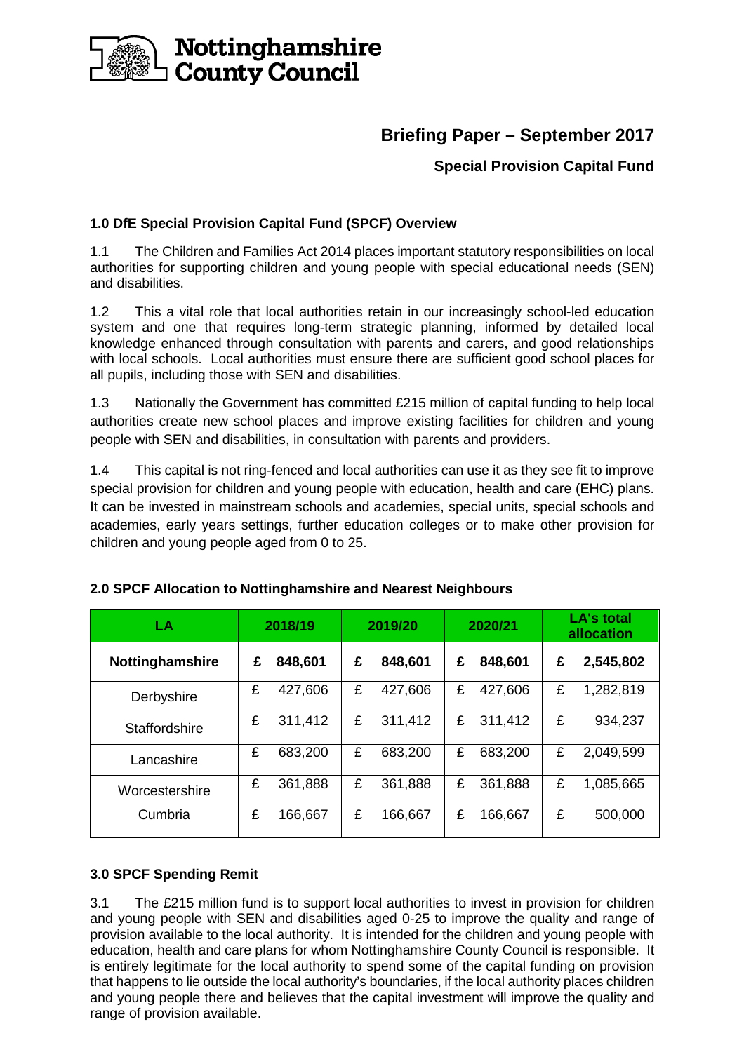# Nottinghamshire County Council

## Briefing Paper – September 2017

### Special Provision Capital Fund

**1.0 DfE Special Provision Capital Fund (SPCF) Overview**

1.1 The Children and Families Act 2014 places important statutory responsibilities on local authorities for supporting children and young people with special educational needs (SEN) and disabilities.

1.2 This a vital role that local authorities retain in our increasingly school-led education system and one that requires long-term strategic planning, informed by detailed local knowledge enhanced through consultation with parents and carers, and good relationships with local schools. Local authorities must ensure there are sufficient good school places for all pupils, including those with SEN and disabilities.

1.3 Nationally the Government has committed £215 million of capital funding to help local authorities create new school places and improve existing facilities for children and young people with SEN and disabilities, in consultation with parents and providers.

1.4 This capital is not ring-fenced and local authorities can use it as they see fit to improve special provision for children and young people with education, health and care (EHC) plans. It can be invested in mainstream schools and academies, special units, special schools and academies, early years settings, further education colleges or to make other provision for children and young people aged from 0 to 25.

**2.0 SPCF Allocation to Nottinghamshire and Nearest Neighbours**

| LA | 2018/19 | 2019/20 | 2020/21 | LA's total allocation |
|---|---|---|---|---|
| **Nottinghamshire** | **£ 848,601** | **£ 848,601** | **£ 848,601** | **£ 2,545,802** |
| Derbyshire | £ 427,606 | £ 427,606 | £ 427,606 | £ 1,282,819 |
| Staffordshire | £ 311,412 | £ 311,412 | £ 311,412 | £ 934,237 |
| Lancashire | £ 683,200 | £ 683,200 | £ 683,200 | £ 2,049,599 |
| Worcestershire | £ 361,888 | £ 361,888 | £ 361,888 | £ 1,085,665 |
| Cumbria | £ 166,667 | £ 166,667 | £ 166,667 | £ 500,000 |

**3.0 SPCF Spending Remit**

3.1 The £215 million fund is to support local authorities to invest in provision for children and young people with SEN and disabilities aged 0-25 to improve the quality and range of provision available to the local authority. It is intended for the children and young people with education, health and care plans for whom Nottinghamshire County Council is responsible. It is entirely legitimate for the local authority to spend some of the capital funding on provision that happens to lie outside the local authority's boundaries, if the local authority places children and young people there and believes that the capital investment will improve the quality and range of provision available.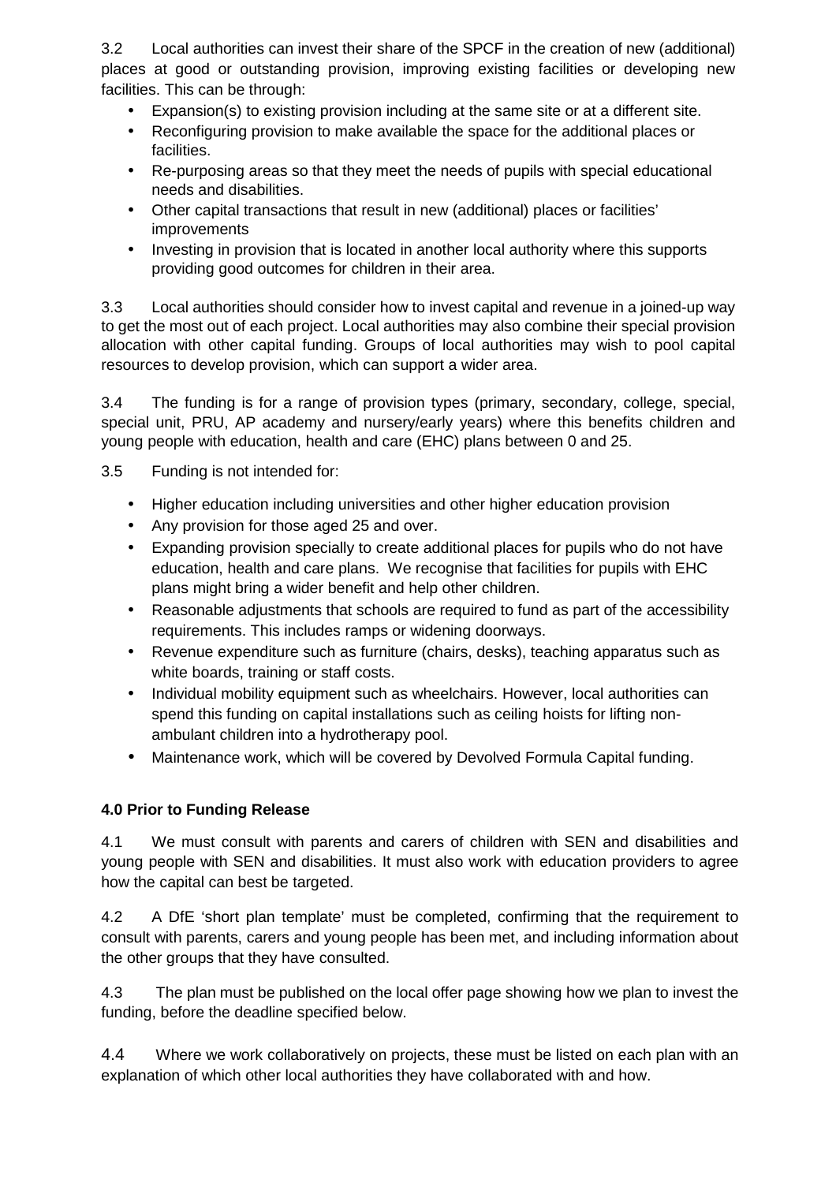3.2 Local authorities can invest their share of the SPCF in the creation of new (additional) places at good or outstanding provision, improving existing facilities or developing new facilities. This can be through:

- Expansion(s) to existing provision including at the same site or at a different site.
- Reconfiguring provision to make available the space for the additional places or facilities.
- Re-purposing areas so that they meet the needs of pupils with special educational needs and disabilities.
- Other capital transactions that result in new (additional) places or facilities' improvements
- Investing in provision that is located in another local authority where this supports providing good outcomes for children in their area.

3.3 Local authorities should consider how to invest capital and revenue in a joined-up way to get the most out of each project. Local authorities may also combine their special provision allocation with other capital funding. Groups of local authorities may wish to pool capital resources to develop provision, which can support a wider area.

3.4 The funding is for a range of provision types (primary, secondary, college, special, special unit, PRU, AP academy and nursery/early years) where this benefits children and young people with education, health and care (EHC) plans between 0 and 25.

3.5 Funding is not intended for:

- Higher education including universities and other higher education provision
- Any provision for those aged 25 and over.
- Expanding provision specially to create additional places for pupils who do not have education, health and care plans. We recognise that facilities for pupils with EHC plans might bring a wider benefit and help other children.
- Reasonable adjustments that schools are required to fund as part of the accessibility requirements. This includes ramps or widening doorways.
- Revenue expenditure such as furniture (chairs, desks), teaching apparatus such as white boards, training or staff costs.
- Individual mobility equipment such as wheelchairs. However, local authorities can spend this funding on capital installations such as ceiling hoists for lifting non-ambulant children into a hydrotherapy pool.
- Maintenance work, which will be covered by Devolved Formula Capital funding.

**4.0 Prior to Funding Release**

4.1 We must consult with parents and carers of children with SEN and disabilities and young people with SEN and disabilities. It must also work with education providers to agree how the capital can best be targeted.

4.2 A DfE 'short plan template' must be completed, confirming that the requirement to consult with parents, carers and young people has been met, and including information about the other groups that they have consulted.

4.3 The plan must be published on the local offer page showing how we plan to invest the funding, before the deadline specified below.

4.4 Where we work collaboratively on projects, these must be listed on each plan with an explanation of which other local authorities they have collaborated with and how.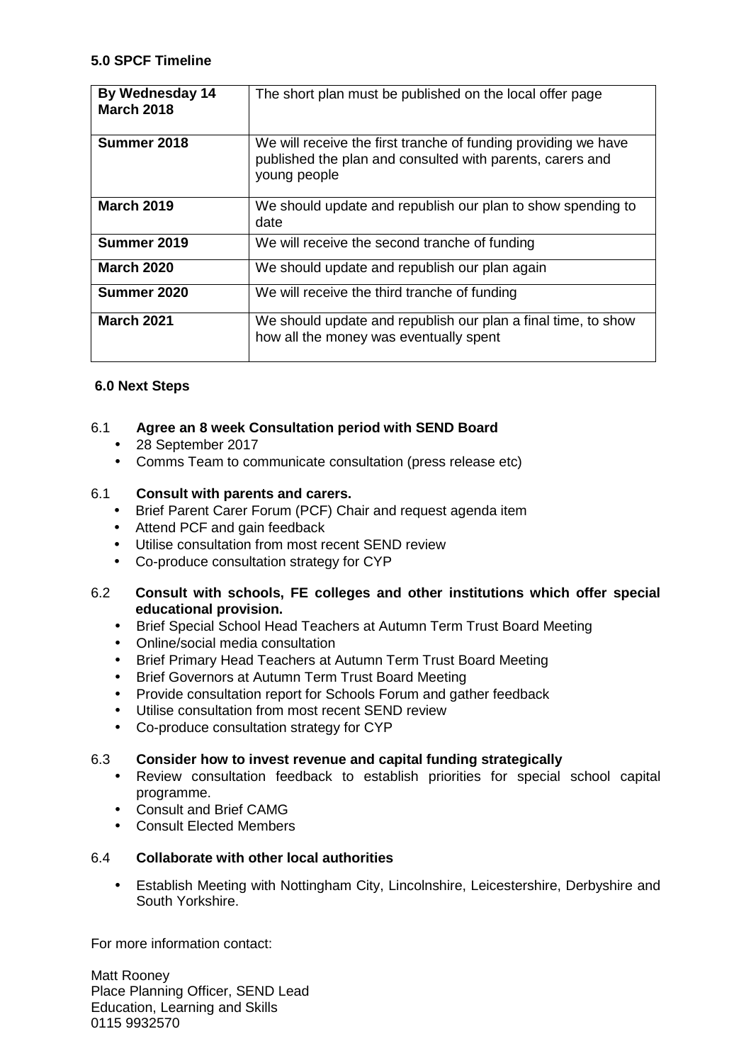## 5.0 SPCF Timeline

| | |
|---|---|
| **By Wednesday 14 March 2018** | The short plan must be published on the local offer page |
| **Summer 2018** | We will receive the first tranche of funding providing we have published the plan and consulted with parents, carers and young people |
| **March 2019** | We should update and republish our plan to show spending to date |
| **Summer 2019** | We will receive the second tranche of funding |
| **March 2020** | We should update and republish our plan again |
| **Summer 2020** | We will receive the third tranche of funding |
| **March 2021** | We should update and republish our plan a final time, to show how all the money was eventually spent |

## 6.0 Next Steps

6.1 **Agree an 8 week Consultation period with SEND Board**

- 28 September 2017
- Comms Team to communicate consultation (press release etc)

6.1 **Consult with parents and carers.**

- Brief Parent Carer Forum (PCF) Chair and request agenda item
- Attend PCF and gain feedback
- Utilise consultation from most recent SEND review
- Co-produce consultation strategy for CYP

6.2 **Consult with schools, FE colleges and other institutions which offer special educational provision.**

- Brief Special School Head Teachers at Autumn Term Trust Board Meeting
- Online/social media consultation
- Brief Primary Head Teachers at Autumn Term Trust Board Meeting
- Brief Governors at Autumn Term Trust Board Meeting
- Provide consultation report for Schools Forum and gather feedback
- Utilise consultation from most recent SEND review
- Co-produce consultation strategy for CYP

6.3 **Consider how to invest revenue and capital funding strategically**

- Review consultation feedback to establish priorities for special school capital programme.
- Consult and Brief CAMG
- Consult Elected Members

6.4 **Collaborate with other local authorities**

- Establish Meeting with Nottingham City, Lincolnshire, Leicestershire, Derbyshire and South Yorkshire.

For more information contact:

Matt Rooney
Place Planning Officer, SEND Lead
Education, Learning and Skills
0115 9932570